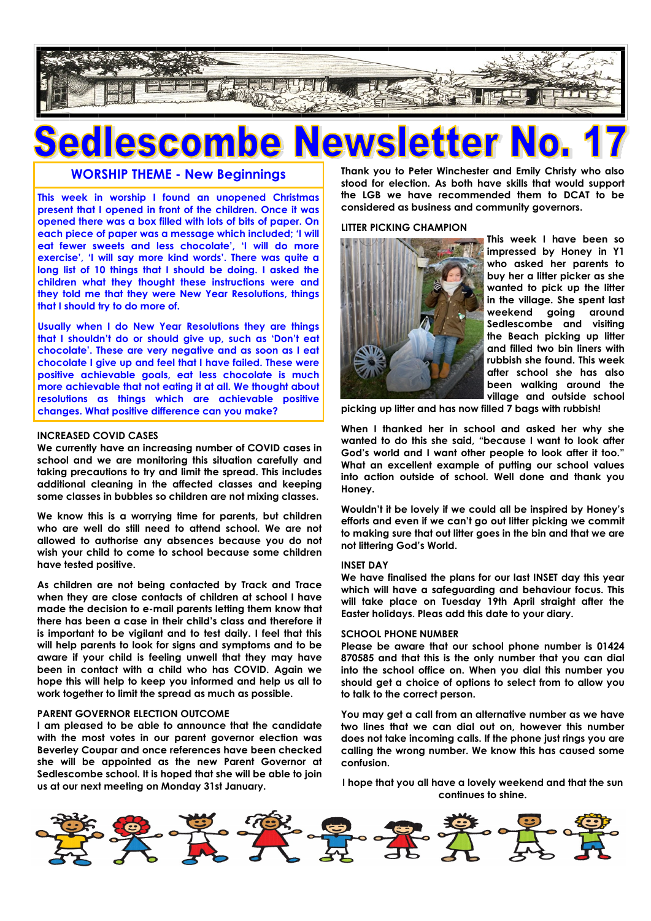# Sedlescombe Newsletter No. 17

## WORSHIP THEME - New Beginnings

This week in worship I found an unopened Christmas present that I opened in front of the children. Once it was opened there was a box filled with lots of bits of paper. On each piece of paper was a message which included; 'I will eat fewer sweets and less chocolate', 'I will do more exercise', 'I will say more kind words'. There was quite a long list of 10 things that I should be doing. I asked the children what they thought these instructions were and they told me that they were New Year Resolutions, things that I should try to do more of.

Usually when I do New Year Resolutions they are things that I shouldn't do or should give up, such as 'Don't eat chocolate'. These are very negative and as soon as I eat chocolate I give up and feel that I have failed. These were positive achievable goals, eat less chocolate is much more achievable that not eating it at all. We thought about resolutions as things which are achievable positive changes. What positive difference can you make?

### INCREASED COVID CASES

We currently have an increasing number of COVID cases in school and we are monitoring this situation carefully and taking precautions to try and limit the spread. This includes additional cleaning in the affected classes and keeping some classes in bubbles so children are not mixing classes.

We know this is a worrying time for parents, but children who are well do still need to attend school. We are not allowed to authorise any absences because you do not wish your child to come to school because some children have tested positive.

As children are not being contacted by Track and Trace when they are close contacts of children at school I have made the decision to e-mail parents letting them know that there has been a case in their child's class and therefore it is important to be vigilant and to test daily. I feel that this will help parents to look for signs and symptoms and to be aware if your child is feeling unwell that they may have been in contact with a child who has COVID. Again we hope this will help to keep you informed and help us all to work together to limit the spread as much as possible.

### PARENT GOVERNOR ELECTION OUTCOME

I am pleased to be able to announce that the candidate with the most votes in our parent governor election was Beverley Coupar and once references have been checked she will be appointed as the new Parent Governor at Sedlescombe school. It is hoped that she will be able to join us at our next meeting on Monday 31st January.

Thank you to Peter Winchester and Emily Christy who also stood for election. As both have skills that would support the LGB we have recommended them to DCAT to be considered as business and community governors.

### LITTER PICKING CHAMPION

This week I have been so impressed by Honey in Y1 who asked her parents to buy her a litter picker as she wanted to pick up the litter in the village. She spent last weekend going around Sedlescombe and visiting the Beach picking up litter and filled two bin liners with rubbish she found. This week after school she has also been walking around the village and outside school picking up litter and has now filled 7 bags with rubbish!

When I thanked her in school and asked her why she wanted to do this she said, "because I want to look after God's world and I want other people to look after it too." What an excellent example of putting our school values into action outside of school. Well done and thank you Honey.

Wouldn't it be lovely if we could all be inspired by Honey's efforts and even if we can't go out litter picking we commit to making sure that out litter goes in the bin and that we are not littering God's World.

### INSET DAY

We have finalised the plans for our last INSET day this year which will have a safeguarding and behaviour focus. This will take place on Tuesday 19th April straight after the Easter holidays. Pleas add this date to your diary.

### SCHOOL PHONE NUMBER

Please be aware that our school phone number is 01424 870585 and that this is the only number that you can dial into the school office on. When you dial this number you should get a choice of options to select from to allow you to talk to the correct person.

You may get a call from an alternative number as we have two lines that we can dial out on, however this number does not take incoming calls. If the phone just rings you are calling the wrong number. We know this has caused some confusion.

I hope that you all have a lovely weekend and that the sun continues to shine.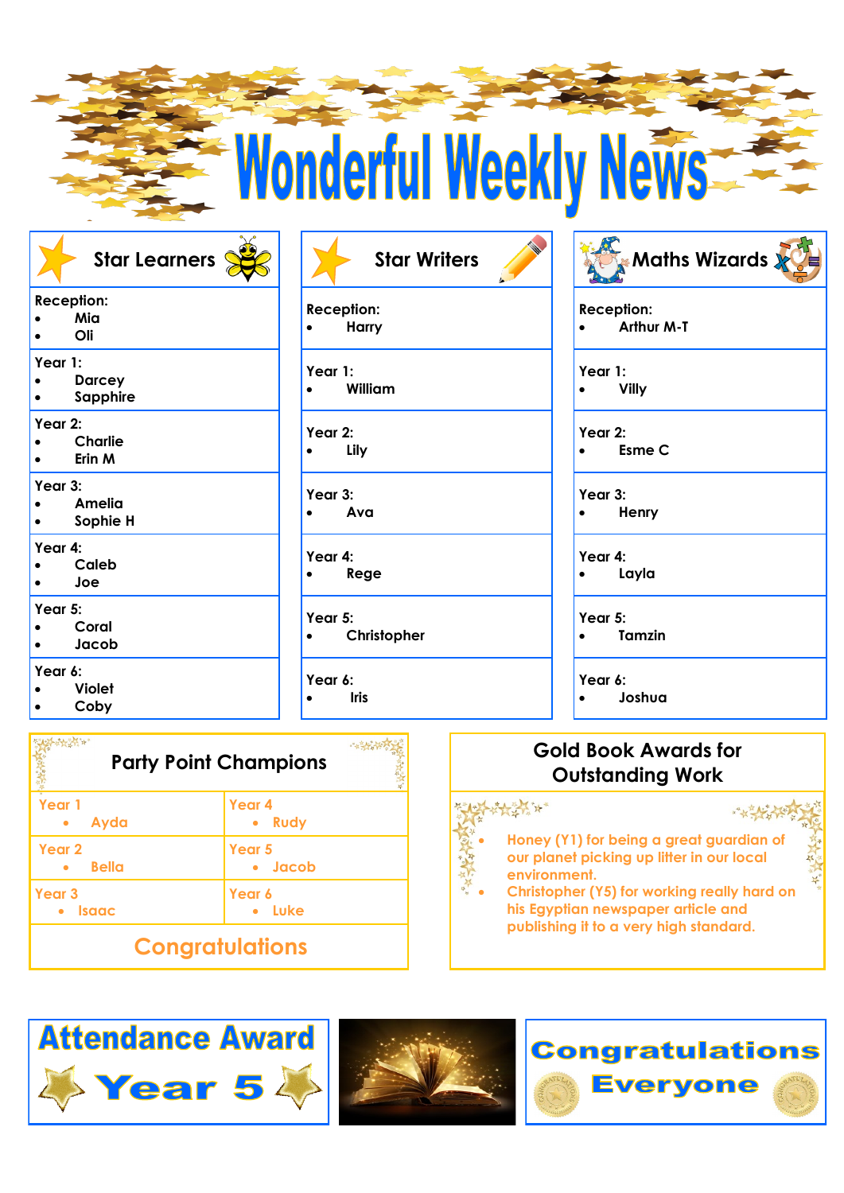# Wonderful Weekly News

## Star Learners

**Reception:**
- Mia
- Oli

**Year 1:**
- Darcey
- Sapphire

**Year 2:**
- Charlie
- Erin M

**Year 3:**
- Amelia
- Sophie H

**Year 4:**
- Caleb
- Joe

**Year 5:**
- Coral
- Jacob

**Year 6:**
- Violet
- Coby

## Star Writers

**Reception:**
- Harry

**Year 1:**
- William

**Year 2:**
- Lily

**Year 3:**
- Ava

**Year 4:**
- Rege

**Year 5:**
- Christopher

**Year 6:**
- Iris

## Maths Wizards

**Reception:**
- Arthur M-T

**Year 1:**
- Villy

**Year 2:**
- Esme C

**Year 3:**
- Henry

**Year 4:**
- Layla

**Year 5:**
- Tamzin

**Year 6:**
- Joshua

## Party Point Champions

| | |
|---|---|
| Year 1 <br> • Ayda | Year 4 <br> • Rudy |
| Year 2 <br> • Bella | Year 5 <br> • Jacob |
| Year 3 <br> • Isaac | Year 6 <br> • Luke |

Congratulations

## Gold Book Awards for Outstanding Work

- Honey (Y1) for being a great guardian of our planet picking up litter in our local environment.
- Christopher (Y5) for working really hard on his Egyptian newspaper article and publishing it to a very high standard.

## Attendance Award

Year 5

## Congratulations Everyone